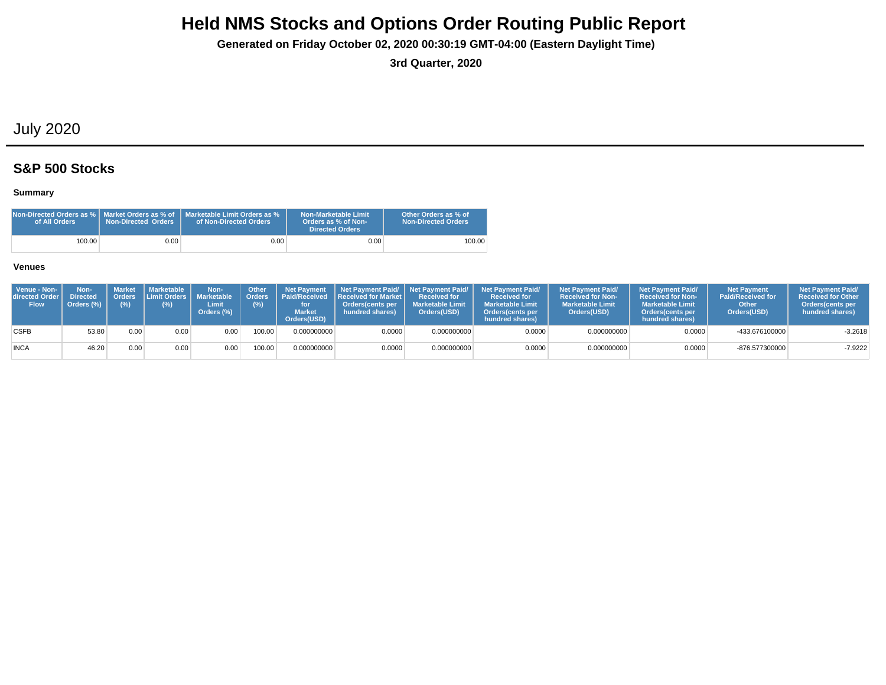# Held NMS Stocks and Options Order Routing Public Report

**Generated on Friday October 02, 2020 00:30:19 GMT-04:00 (Eastern Daylight Time)**

**3rd Quarter, 2020**

## July 2020

### S&P 500 Stocks

#### Summary

| Non-Directed Orders as % of All Orders | Market Orders as % of Non-Directed Orders | Marketable Limit Orders as % of Non-Directed Orders | Non-Marketable Limit Orders as % of Non-Directed Orders | Other Orders as % of Non-Directed Orders |
|---|---|---|---|---|
| 100.00 | 0.00 | 0.00 | 0.00 | 100.00 |

#### Venues

| Venue - Non-directed Order Flow | Non-Directed Orders (%) | Market Orders (%) | Marketable Limit Orders (%) | Non-Marketable Limit Orders (%) | Other Orders (%) | Net Payment Paid/Received for Market Orders(USD) | Net Payment Paid/ Received for Market Orders(cents per hundred shares) | Net Payment Paid/ Received for Marketable Limit Orders(USD) | Net Payment Paid/ Received for Marketable Limit Orders(cents per hundred shares) | Net Payment Paid/ Received for Non-Marketable Limit Orders(USD) | Net Payment Paid/ Received for Non-Marketable Limit Orders(cents per hundred shares) | Net Payment Paid/Received for Other Orders(USD) | Net Payment Paid/ Received for Other Orders(cents per hundred shares) |
|---|---|---|---|---|---|---|---|---|---|---|---|---|---|
| CSFB | 53.80 | 0.00 | 0.00 | 0.00 | 100.00 | 0.000000000 | 0.0000 | 0.000000000 | 0.0000 | 0.000000000 | 0.0000 | -433.676100000 | -3.2618 |
| INCA | 46.20 | 0.00 | 0.00 | 0.00 | 100.00 | 0.000000000 | 0.0000 | 0.000000000 | 0.0000 | 0.000000000 | 0.0000 | -876.577300000 | -7.9222 |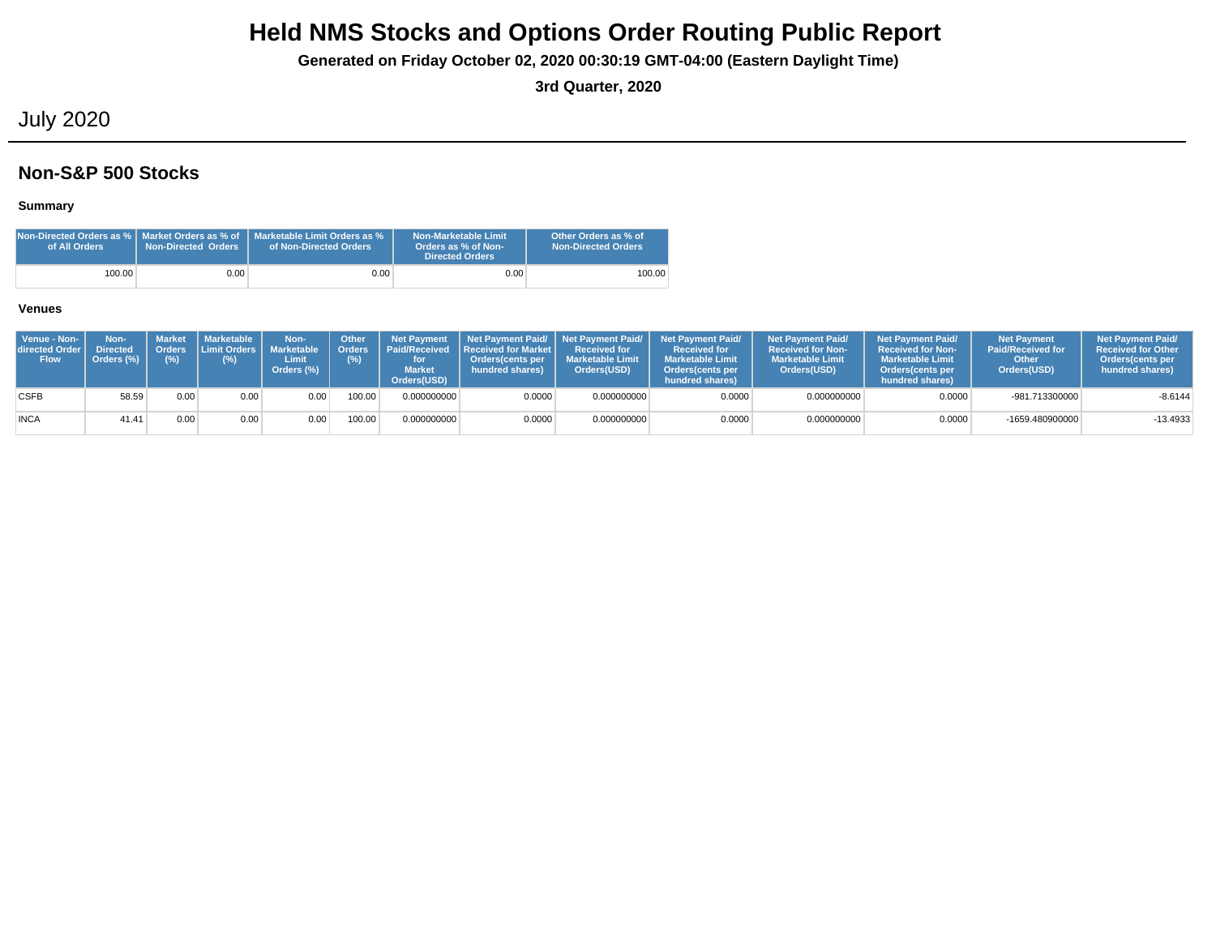# Held NMS Stocks and Options Order Routing Public Report

**Generated on Friday October 02, 2020 00:30:19 GMT-04:00 (Eastern Daylight Time)**

**3rd Quarter, 2020**

## July 2020

## Non-S&P 500 Stocks

### Summary

| Non-Directed Orders as % of All Orders | Market Orders as % of Non-Directed Orders | Marketable Limit Orders as % of Non-Directed Orders | Non-Marketable Limit Orders as % of Non-Directed Orders | Other Orders as % of Non-Directed Orders |
|---|---|---|---|---|
| 100.00 | 0.00 | 0.00 | 0.00 | 100.00 |

### Venues

| Venue - Non-directed Order Flow | Non-Directed Orders (%) | Market Orders (%) | Marketable Limit Orders (%) | Non-Marketable Limit Orders (%) | Other Orders (%) | Net Payment Paid/Received for Market Orders(USD) | Net Payment Paid/ Received for Market Orders(cents per hundred shares) | Net Payment Paid/ Received for Marketable Limit Orders(USD) | Net Payment Paid/ Received for Marketable Limit Orders(cents per hundred shares) | Net Payment Paid/ Received for Non-Marketable Limit Orders(USD) | Net Payment Paid/ Received for Non-Marketable Limit Orders(cents per hundred shares) | Net Payment Paid/Received for Other Orders(USD) | Net Payment Paid/ Received for Other Orders(cents per hundred shares) |
|---|---|---|---|---|---|---|---|---|---|---|---|---|---|
| CSFB | 58.59 | 0.00 | 0.00 | 0.00 | 100.00 | 0.000000000 | 0.0000 | 0.000000000 | 0.0000 | 0.000000000 | 0.0000 | -981.713300000 | -8.6144 |
| INCA | 41.41 | 0.00 | 0.00 | 0.00 | 100.00 | 0.000000000 | 0.0000 | 0.000000000 | 0.0000 | 0.000000000 | 0.0000 | -1659.480900000 | -13.4933 |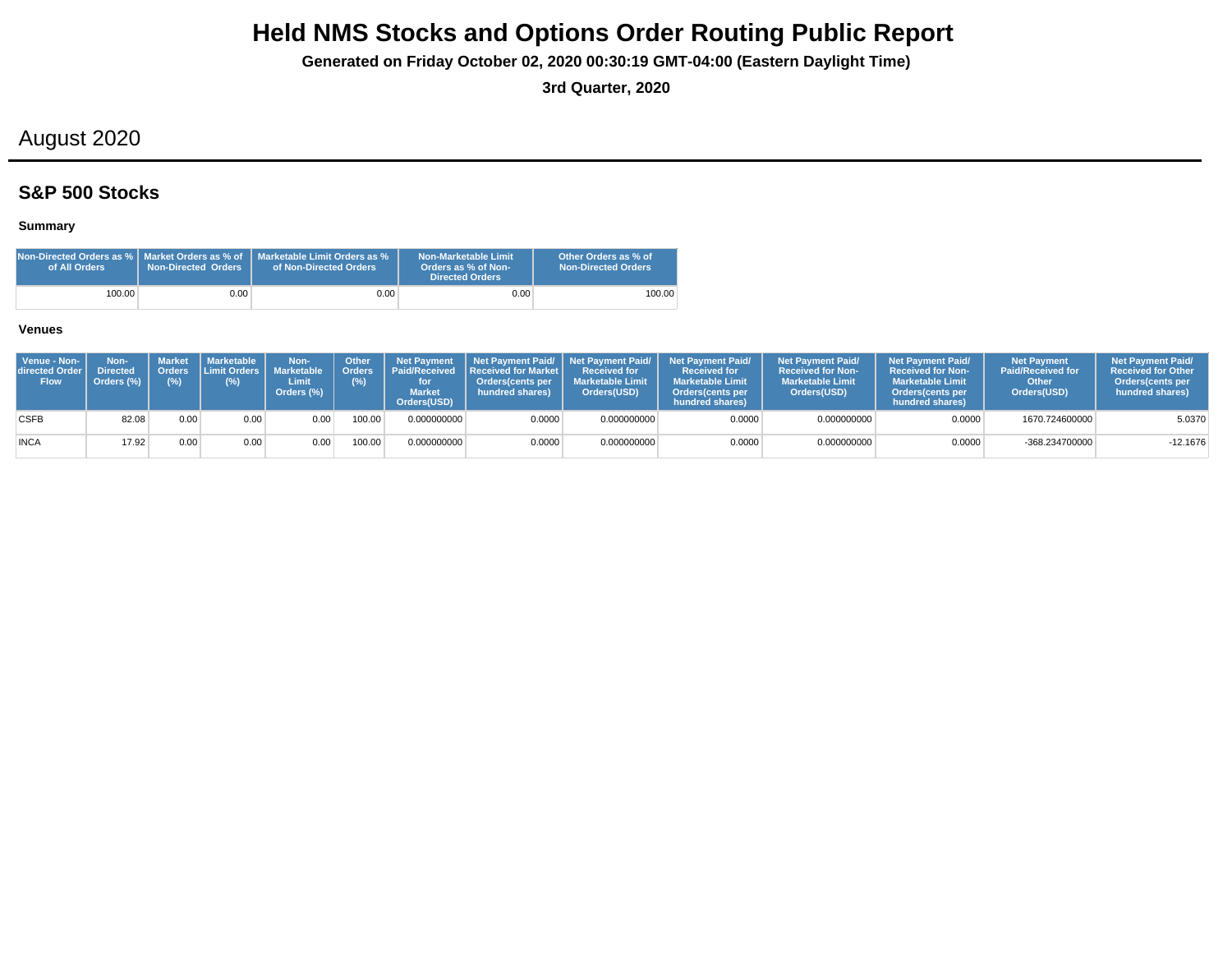# Held NMS Stocks and Options Order Routing Public Report

**Generated on Friday October 02, 2020 00:30:19 GMT-04:00 (Eastern Daylight Time)**

**3rd Quarter, 2020**

## August 2020

### S&P 500 Stocks

#### Summary

| Non-Directed Orders as % of All Orders | Market Orders as % of Non-Directed Orders | Marketable Limit Orders as % of Non-Directed Orders | Non-Marketable Limit Orders as % of Non-Directed Orders | Other Orders as % of Non-Directed Orders |
|---|---|---|---|---|
| 100.00 | 0.00 | 0.00 | 0.00 | 100.00 |

#### Venues

| Venue - Non-directed Order Flow | Non-Directed Orders (%) | Market Orders (%) | Marketable Limit Orders (%) | Non-Marketable Limit Orders (%) | Other Orders (%) | Net Payment Paid/Received for Market Orders(USD) | Net Payment Paid/ Received for Market Orders(cents per hundred shares) | Net Payment Paid/ Received for Marketable Limit Orders(USD) | Net Payment Paid/ Received for Marketable Limit Orders(cents per hundred shares) | Net Payment Paid/ Received for Non-Marketable Limit Orders(USD) | Net Payment Paid/ Received for Non-Marketable Limit Orders(cents per hundred shares) | Net Payment Paid/Received for Other Orders(USD) | Net Payment Paid/ Received for Other Orders(cents per hundred shares) |
|---|---|---|---|---|---|---|---|---|---|---|---|---|---|
| CSFB | 82.08 | 0.00 | 0.00 | 0.00 | 100.00 | 0.000000000 | 0.0000 | 0.000000000 | 0.0000 | 0.000000000 | 0.0000 | 1670.724600000 | 5.0370 |
| INCA | 17.92 | 0.00 | 0.00 | 0.00 | 100.00 | 0.000000000 | 0.0000 | 0.000000000 | 0.0000 | 0.000000000 | 0.0000 | -368.234700000 | -12.1676 |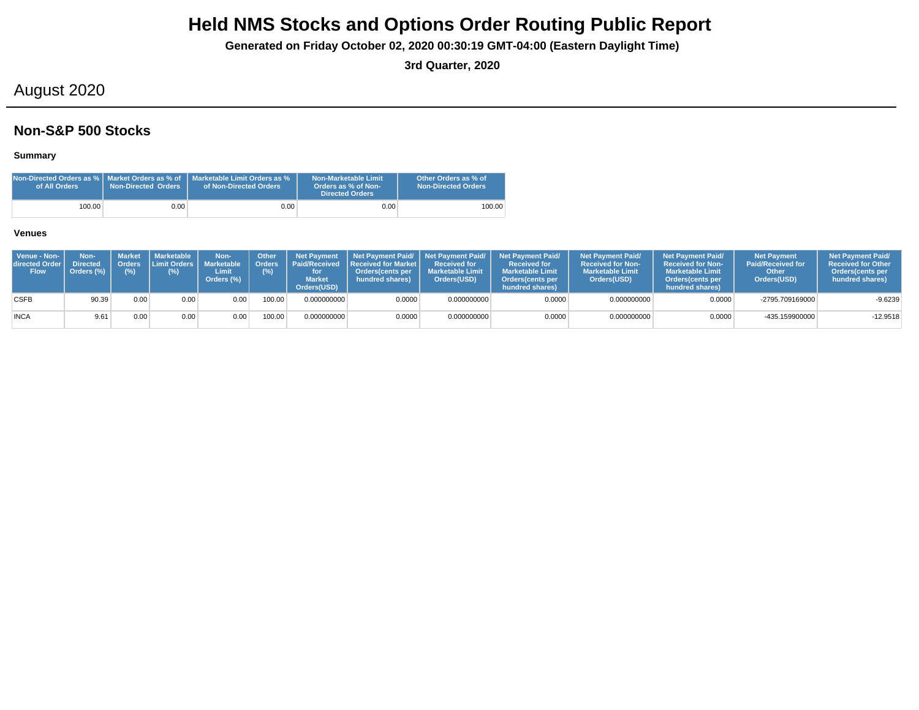# Held NMS Stocks and Options Order Routing Public Report

**Generated on Friday October 02, 2020 00:30:19 GMT-04:00 (Eastern Daylight Time)**

**3rd Quarter, 2020**

## August 2020

## Non-S&P 500 Stocks

### Summary

| Non-Directed Orders as % of All Orders | Market Orders as % of Non-Directed Orders | Marketable Limit Orders as % of Non-Directed Orders | Non-Marketable Limit Orders as % of Non-Directed Orders | Other Orders as % of Non-Directed Orders |
|---|---|---|---|---|
| 100.00 | 0.00 | 0.00 | 0.00 | 100.00 |

### Venues

| Venue - Non-directed Order Flow | Non-Directed Orders (%) | Market Orders (%) | Marketable Limit Orders (%) | Non-Marketable Limit Orders (%) | Other Orders (%) | Net Payment Paid/Received for Market Orders(USD) | Net Payment Paid/ Received for Market Orders(cents per hundred shares) | Net Payment Paid/ Received for Marketable Limit Orders(USD) | Net Payment Paid/ Received for Marketable Limit Orders(cents per hundred shares) | Net Payment Paid/ Received for Non-Marketable Limit Orders(USD) | Net Payment Paid/ Received for Non-Marketable Limit Orders(cents per hundred shares) | Net Payment Paid/Received for Other Orders(USD) | Net Payment Paid/ Received for Other Orders(cents per hundred shares) |
|---|---|---|---|---|---|---|---|---|---|---|---|---|---|
| CSFB | 90.39 | 0.00 | 0.00 | 0.00 | 100.00 | 0.000000000 | 0.0000 | 0.000000000 | 0.0000 | 0.000000000 | 0.0000 | -2795.709169000 | -9.6239 |
| INCA | 9.61 | 0.00 | 0.00 | 0.00 | 100.00 | 0.000000000 | 0.0000 | 0.000000000 | 0.0000 | 0.000000000 | 0.0000 | -435.159900000 | -12.9518 |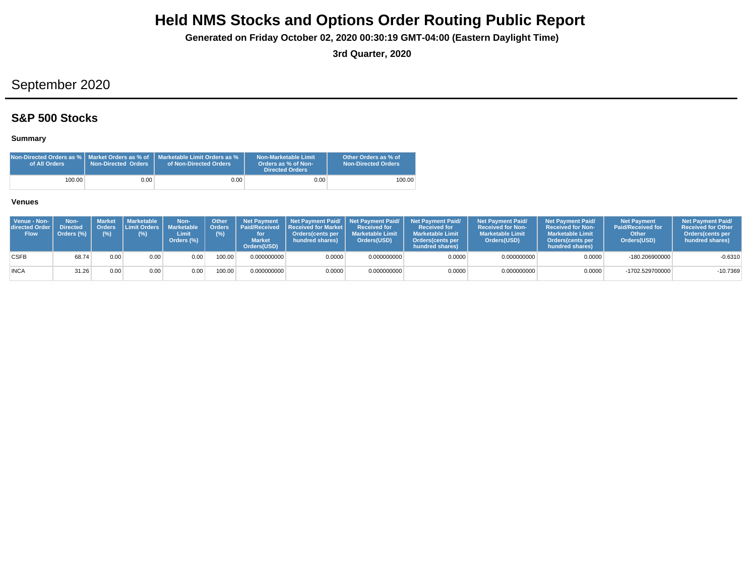# Held NMS Stocks and Options Order Routing Public Report

**Generated on Friday October 02, 2020 00:30:19 GMT-04:00 (Eastern Daylight Time)**

**3rd Quarter, 2020**

## September 2020

### S&P 500 Stocks

#### Summary

| Non-Directed Orders as % of All Orders | Market Orders as % of Non-Directed Orders | Marketable Limit Orders as % of Non-Directed Orders | Non-Marketable Limit Orders as % of Non-Directed Orders | Other Orders as % of Non-Directed Orders |
|---|---|---|---|---|
| 100.00 | 0.00 | 0.00 | 0.00 | 100.00 |

#### Venues

| Venue - Non-directed Order Flow | Non-Directed Orders (%) | Market Orders (%) | Marketable Limit Orders (%) | Non-Marketable Limit Orders (%) | Other Orders (%) | Net Payment Paid/Received for Market Orders(USD) | Net Payment Paid/ Received for Market Orders(cents per hundred shares) | Net Payment Paid/ Received for Marketable Limit Orders(USD) | Net Payment Paid/ Received for Marketable Limit Orders(cents per hundred shares) | Net Payment Paid/ Received for Non-Marketable Limit Orders(USD) | Net Payment Paid/ Received for Non-Marketable Limit Orders(cents per hundred shares) | Net Payment Paid/Received for Other Orders(USD) | Net Payment Paid/ Received for Other Orders(cents per hundred shares) |
|---|---|---|---|---|---|---|---|---|---|---|---|---|---|
| CSFB | 68.74 | 0.00 | 0.00 | 0.00 | 100.00 | 0.000000000 | 0.0000 | 0.000000000 | 0.0000 | 0.000000000 | 0.0000 | -180.206900000 | -0.6310 |
| INCA | 31.26 | 0.00 | 0.00 | 0.00 | 100.00 | 0.000000000 | 0.0000 | 0.000000000 | 0.0000 | 0.000000000 | 0.0000 | -1702.529700000 | -10.7369 |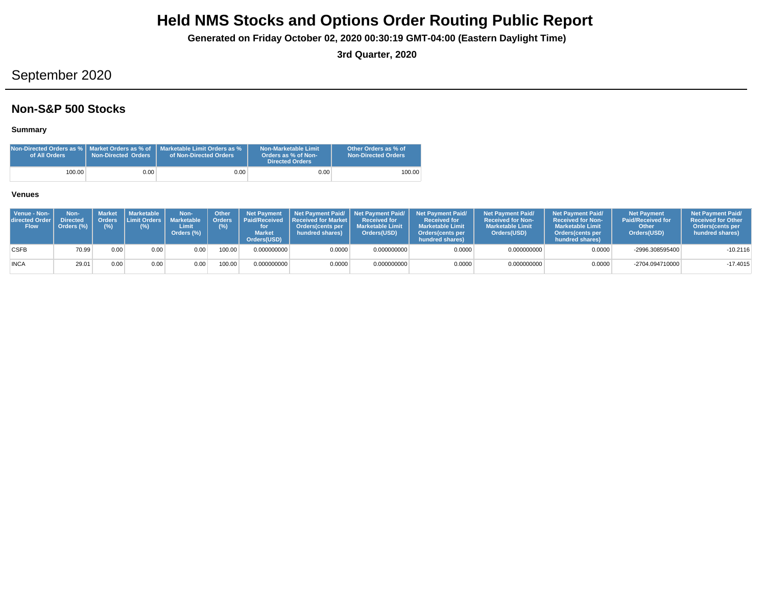# Held NMS Stocks and Options Order Routing Public Report

**Generated on Friday October 02, 2020 00:30:19 GMT-04:00 (Eastern Daylight Time)**

**3rd Quarter, 2020**

## September 2020

---

### Non-S&P 500 Stocks

#### Summary

| Non-Directed Orders as % of All Orders | Market Orders as % of Non-Directed Orders | Marketable Limit Orders as % of Non-Directed Orders | Non-Marketable Limit Orders as % of Non-Directed Orders | Other Orders as % of Non-Directed Orders |
|---|---|---|---|---|
| 100.00 | 0.00 | 0.00 | 0.00 | 100.00 |

#### Venues

| Venue - Non-directed Order Flow | Non-Directed Orders (%) | Market Orders (%) | Marketable Limit Orders (%) | Non-Marketable Limit Orders (%) | Other Orders (%) | Net Payment Paid/Received for Market Orders(USD) | Net Payment Paid/ Received for Market Orders(cents per hundred shares) | Net Payment Paid/ Received for Marketable Limit Orders(USD) | Net Payment Paid/ Received for Marketable Limit Orders(cents per hundred shares) | Net Payment Paid/ Received for Non-Marketable Limit Orders(USD) | Net Payment Paid/ Received for Non-Marketable Limit Orders(cents per hundred shares) | Net Payment Paid/Received for Other Orders(USD) | Net Payment Paid/ Received for Other Orders(cents per hundred shares) |
|---|---|---|---|---|---|---|---|---|---|---|---|---|---|
| CSFB | 70.99 | 0.00 | 0.00 | 0.00 | 100.00 | 0.000000000 | 0.0000 | 0.000000000 | 0.0000 | 0.000000000 | 0.0000 | -2996.308595400 | -10.2116 |
| INCA | 29.01 | 0.00 | 0.00 | 0.00 | 100.00 | 0.000000000 | 0.0000 | 0.000000000 | 0.0000 | 0.000000000 | 0.0000 | -2704.094710000 | -17.4015 |